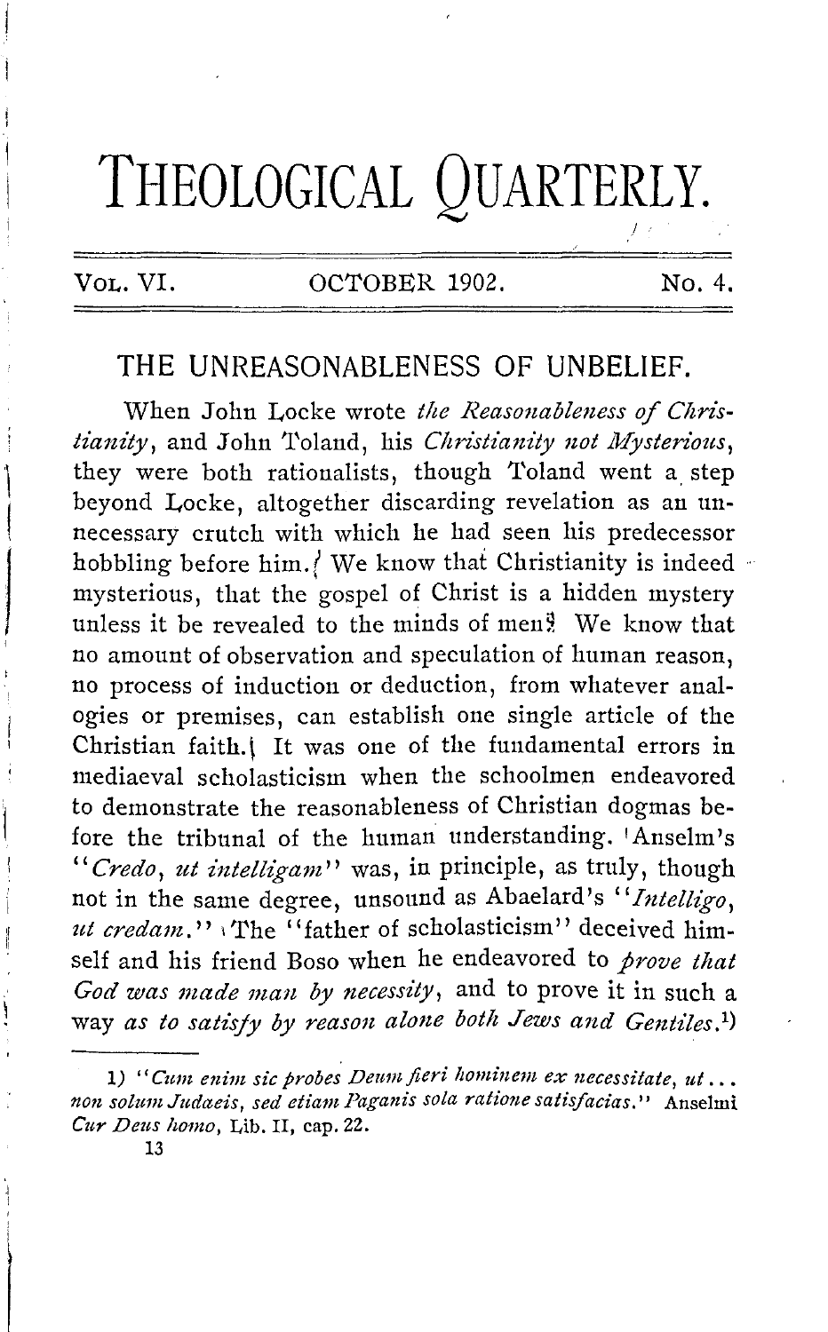# THEOLOGICAL QUARTERLY.

VOL. VI. OCTOBER 1902. No. 4.

## THE UNREASONABLENESS OF UNBELIEF.

When John Locke wrote *the Reasonableness of Christianity*, and John Toland, his *Christianity not Mysterious*, they were both rationalists, though Toland went a step beyond Locke, altogether discarding revelation as an unnecessary crutch with which he had seen his predecessor hobbling before him. We know that Christianity is indeed mysterious, that the gospel of Christ is a hidden mystery unless it be revealed to the minds of men. We know that no amount of observation and speculation of human reason, no process of induction or deduction, from whatever analogies or premises, can establish one single article of the Christian faith. It was one of the fundamental errors in mediaeval scholasticism when the schoolmen endeavored to demonstrate the reasonableness of Christian dogmas before the tribunal of the human understanding. Anselm's "*Credo, ut intelligam*" was, in principle, as truly, though not in the same degree, unsound as Abaelard's "*Intelligo, ut credam*." The "father of scholasticism" deceived himself and his friend Boso when he endeavored to *prove that God was made man by necessity*, and to prove it in such a way *as to satisfy by reason alone both Jews and Gentiles*.[1]

---

1) "*Cum enim sic probes Deum fieri hominem ex necessitate, ut... non solum Judaeis, sed etiam Paganis sola ratione satisfacias.*" Anselmi *Cur Deus homo*, Lib. II, cap. 22.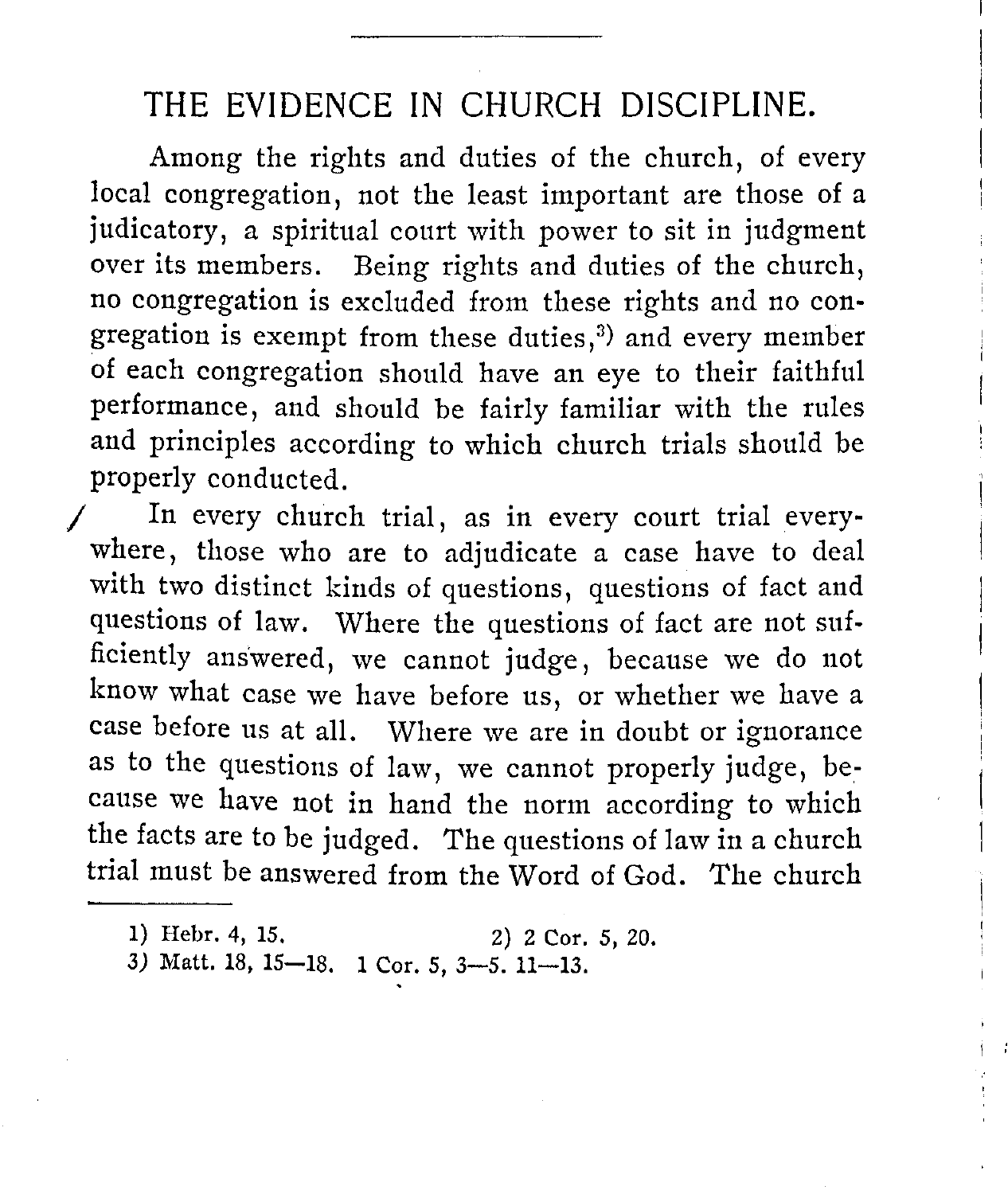# THE EVIDENCE IN CHURCH DISCIPLINE.

Among the rights and duties of the church, of every local congregation, not the least important are those of a judicatory, a spiritual court with power to sit in judgment over its members. Being rights and duties of the church, no congregation is excluded from these rights and no congregation is exempt from these duties,[3] and every member of each congregation should have an eye to their faithful performance, and should be fairly familiar with the rules and principles according to which church trials should be properly conducted.

In every church trial, as in every court trial everywhere, those who are to adjudicate a case have to deal with two distinct kinds of questions, questions of fact and questions of law. Where the questions of fact are not sufficiently answered, we cannot judge, because we do not know what case we have before us, or whether we have a case before us at all. Where we are in doubt or ignorance as to the questions of law, we cannot properly judge, because we have not in hand the norm according to which the facts are to be judged. The questions of law in a church trial must be answered from the Word of God. The church

---

1) Hebr. 4, 15. 2) 2 Cor. 5, 20.

3) Matt. 18, 15—18. 1 Cor. 5, 3—5. 11—13.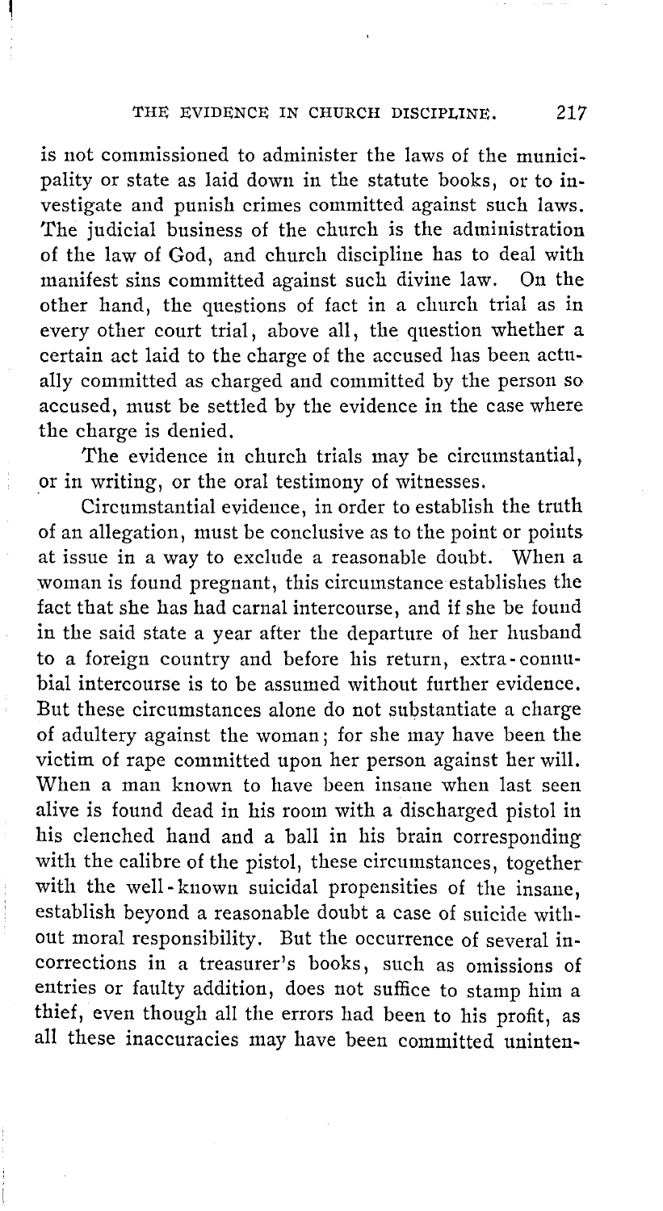is not commissioned to administer the laws of the municipality or state as laid down in the statute books, or to investigate and punish crimes committed against such laws. The judicial business of the church is the administration of the law of God, and church discipline has to deal with manifest sins committed against such divine law. On the other hand, the questions of fact in a church trial as in every other court trial, above all, the question whether a certain act laid to the charge of the accused has been actually committed as charged and committed by the person so accused, must be settled by the evidence in the case where the charge is denied.

The evidence in church trials may be circumstantial, or in writing, or the oral testimony of witnesses.

Circumstantial evidence, in order to establish the truth of an allegation, must be conclusive as to the point or points at issue in a way to exclude a reasonable doubt. When a woman is found pregnant, this circumstance establishes the fact that she has had carnal intercourse, and if she be found in the said state a year after the departure of her husband to a foreign country and before his return, extra-connubial intercourse is to be assumed without further evidence. But these circumstances alone do not substantiate a charge of adultery against the woman; for she may have been the victim of rape committed upon her person against her will. When a man known to have been insane when last seen alive is found dead in his room with a discharged pistol in his clenched hand and a ball in his brain corresponding with the calibre of the pistol, these circumstances, together with the well-known suicidal propensities of the insane, establish beyond a reasonable doubt a case of suicide without moral responsibility. But the occurrence of several incorrections in a treasurer's books, such as omissions of entries or faulty addition, does not suffice to stamp him a thief, even though all the errors had been to his profit, as all these inaccuracies may have been committed uninten-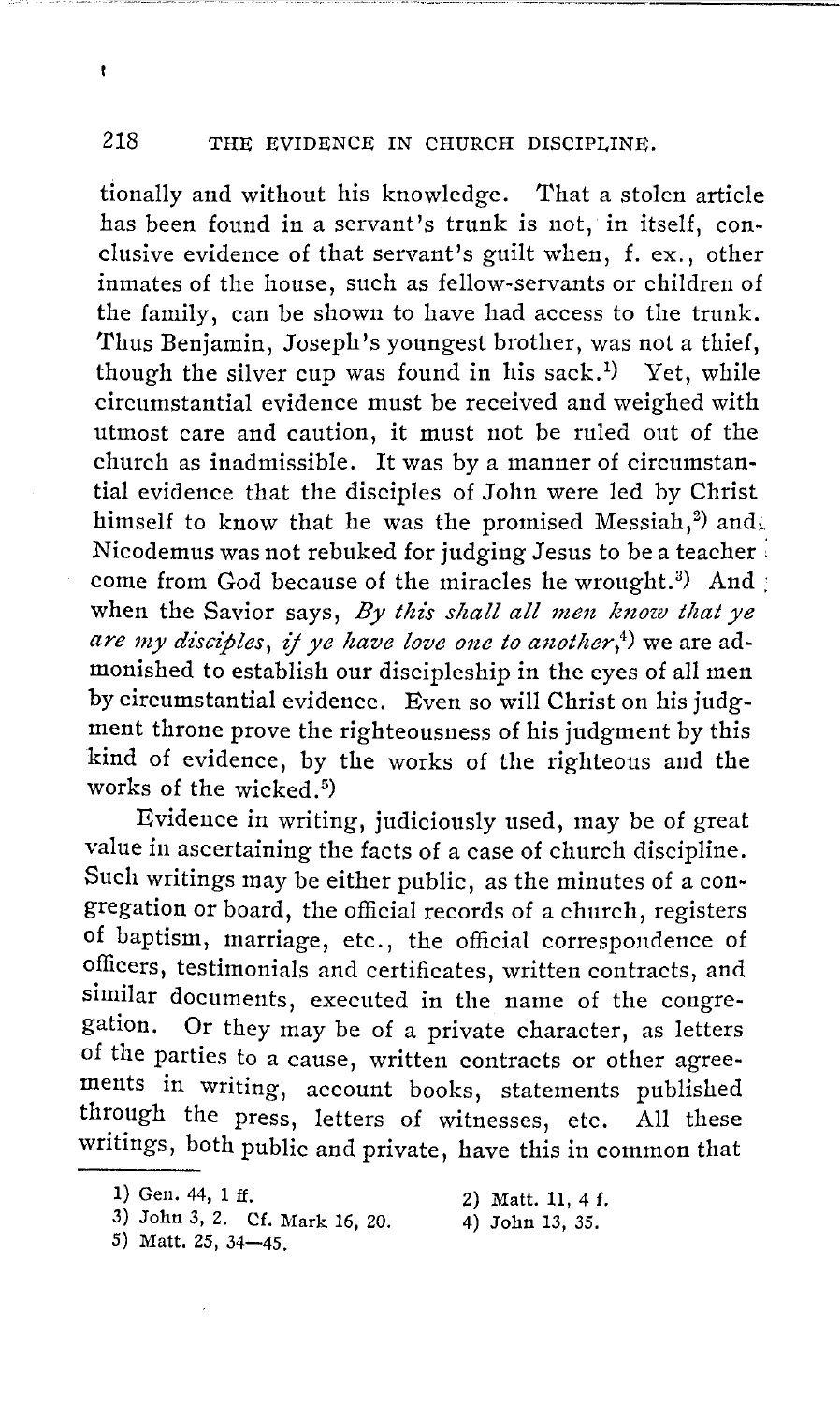tionally and without his knowledge. That a stolen article has been found in a servant's trunk is not, in itself, conclusive evidence of that servant's guilt when, f. ex., other inmates of the house, such as fellow-servants or children of the family, can be shown to have had access to the trunk. Thus Benjamin, Joseph's youngest brother, was not a thief, though the silver cup was found in his sack.[1] Yet, while circumstantial evidence must be received and weighed with utmost care and caution, it must not be ruled out of the church as inadmissible. It was by a manner of circumstantial evidence that the disciples of John were led by Christ himself to know that he was the promised Messiah,[2] and Nicodemus was not rebuked for judging Jesus to be a teacher come from God because of the miracles he wrought.[3] And when the Savior says, *By this shall all men know that ye are my disciples, if ye have love one to another*,[4] we are admonished to establish our discipleship in the eyes of all men by circumstantial evidence. Even so will Christ on his judgment throne prove the righteousness of his judgment by this kind of evidence, by the works of the righteous and the works of the wicked.[5]

Evidence in writing, judiciously used, may be of great value in ascertaining the facts of a case of church discipline. Such writings may be either public, as the minutes of a congregation or board, the official records of a church, registers of baptism, marriage, etc., the official correspondence of officers, testimonials and certificates, written contracts, and similar documents, executed in the name of the congregation. Or they may be of a private character, as letters of the parties to a cause, written contracts or other agreements in writing, account books, statements published through the press, letters of witnesses, etc. All these writings, both public and private, have this in common that

---

1) Gen. 44, 1 ff.

2) Matt. 11, 4 f.

3) John 3, 2. Cf. Mark 16, 20.

4) John 13, 35.

5) Matt. 25, 34—45.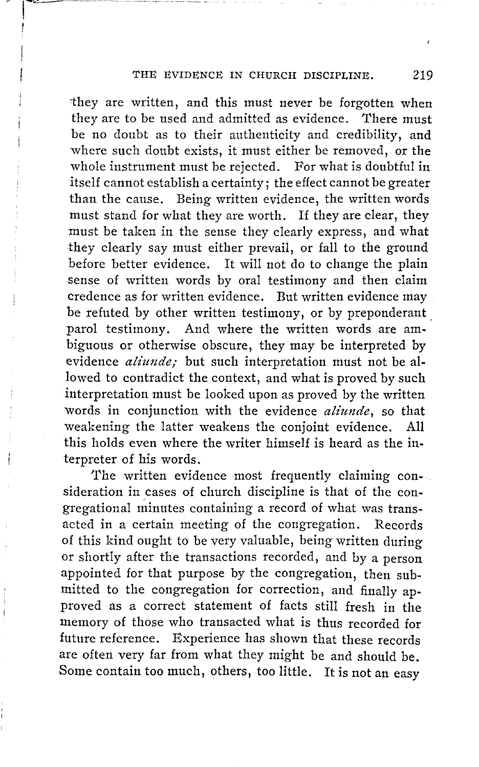they are written, and this must never be forgotten when they are to be used and admitted as evidence. There must be no doubt as to their authenticity and credibility, and where such doubt exists, it must either be removed, or the whole instrument must be rejected. For what is doubtful in itself cannot establish a certainty; the effect cannot be greater than the cause. Being written evidence, the written words must stand for what they are worth. If they are clear, they must be taken in the sense they clearly express, and what they clearly say must either prevail, or fall to the ground before better evidence. It will not do to change the plain sense of written words by oral testimony and then claim credence as for written evidence. But written evidence may be refuted by other written testimony, or by preponderant parol testimony. And where the written words are ambiguous or otherwise obscure, they may be interpreted by evidence *aliunde;* but such interpretation must not be allowed to contradict the context, and what is proved by such interpretation must be looked upon as proved by the written words in conjunction with the evidence *aliunde*, so that weakening the latter weakens the conjoint evidence. All this holds even where the writer himself is heard as the interpreter of his words.

The written evidence most frequently claiming consideration in cases of church discipline is that of the congregational minutes containing a record of what was transacted in a certain meeting of the congregation. Records of this kind ought to be very valuable, being written during or shortly after the transactions recorded, and by a person appointed for that purpose by the congregation, then submitted to the congregation for correction, and finally approved as a correct statement of facts still fresh in the memory of those who transacted what is thus recorded for future reference. Experience has shown that these records are often very far from what they might be and should be. Some contain too much, others, too little. It is not an easy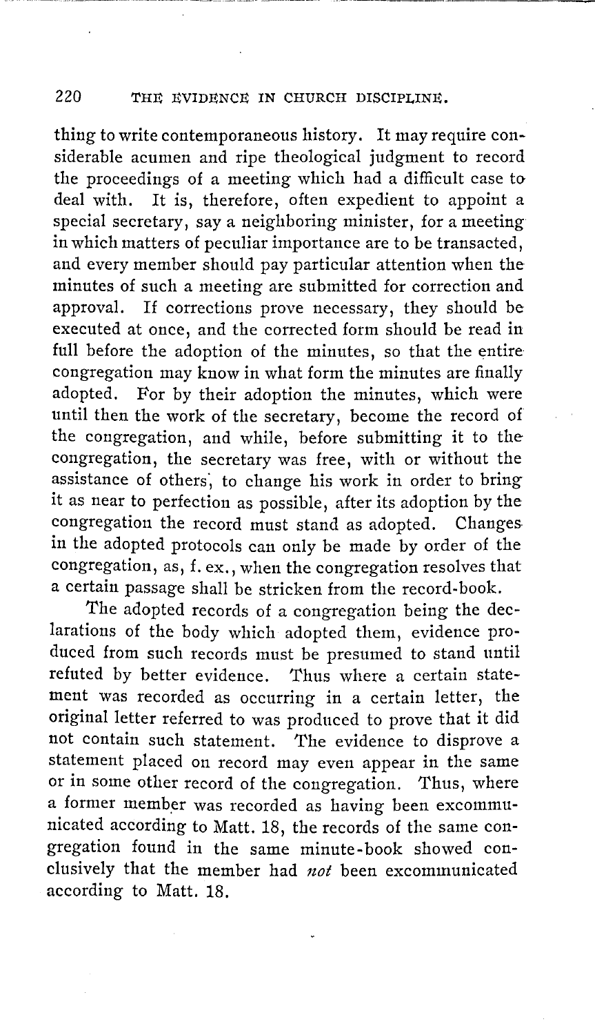thing to write contemporaneous history. It may require considerable acumen and ripe theological judgment to record the proceedings of a meeting which had a difficult case to deal with. It is, therefore, often expedient to appoint a special secretary, say a neighboring minister, for a meeting in which matters of peculiar importance are to be transacted, and every member should pay particular attention when the minutes of such a meeting are submitted for correction and approval. If corrections prove necessary, they should be executed at once, and the corrected form should be read in full before the adoption of the minutes, so that the entire congregation may know in what form the minutes are finally adopted. For by their adoption the minutes, which were until then the work of the secretary, become the record of the congregation, and while, before submitting it to the congregation, the secretary was free, with or without the assistance of others, to change his work in order to bring it as near to perfection as possible, after its adoption by the congregation the record must stand as adopted. Changes in the adopted protocols can only be made by order of the congregation, as, f. ex., when the congregation resolves that a certain passage shall be stricken from the record-book.

The adopted records of a congregation being the declarations of the body which adopted them, evidence produced from such records must be presumed to stand until refuted by better evidence. Thus where a certain statement was recorded as occurring in a certain letter, the original letter referred to was produced to prove that it did not contain such statement. The evidence to disprove a statement placed on record may even appear in the same or in some other record of the congregation. Thus, where a former member was recorded as having been excommunicated according to Matt. 18, the records of the same congregation found in the same minute-book showed conclusively that the member had *not* been excommunicated according to Matt. 18.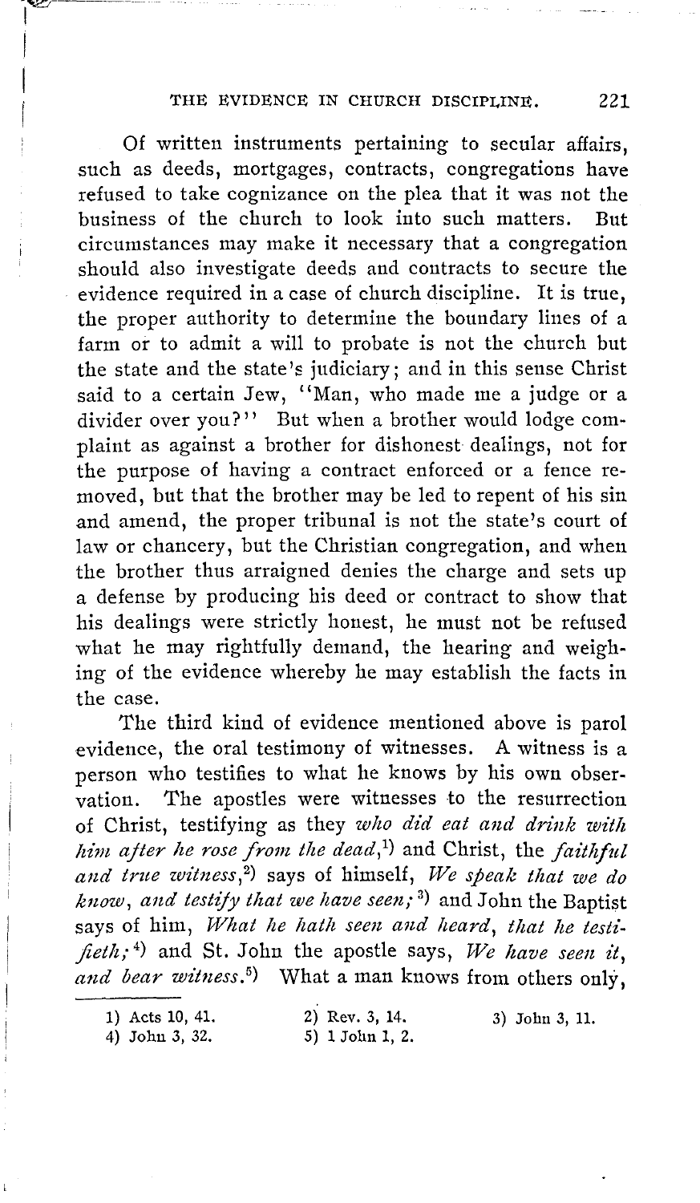Of written instruments pertaining to secular affairs, such as deeds, mortgages, contracts, congregations have refused to take cognizance on the plea that it was not the business of the church to look into such matters. But circumstances may make it necessary that a congregation should also investigate deeds and contracts to secure the evidence required in a case of church discipline. It is true, the proper authority to determine the boundary lines of a farm or to admit a will to probate is not the church but the state and the state's judiciary; and in this sense Christ said to a certain Jew, "Man, who made me a judge or a divider over you?" But when a brother would lodge complaint as against a brother for dishonest dealings, not for the purpose of having a contract enforced or a fence removed, but that the brother may be led to repent of his sin and amend, the proper tribunal is not the state's court of law or chancery, but the Christian congregation, and when the brother thus arraigned denies the charge and sets up a defense by producing his deed or contract to show that his dealings were strictly honest, he must not be refused what he may rightfully demand, the hearing and weighing of the evidence whereby he may establish the facts in the case.

The third kind of evidence mentioned above is parol evidence, the oral testimony of witnesses. A witness is a person who testifies to what he knows by his own observation. The apostles were witnesses to the resurrection of Christ, testifying as they *who did eat and drink with him after he rose from the dead*,[1] and Christ, the *faithful and true witness*,[2] says of himself, *We speak that we do know, and testify that we have seen;*[3] and John the Baptist says of him, *What he hath seen and heard, that he testifieth;*[4] and St. John the apostle says, *We have seen it, and bear witness.*[5] What a man knows from others only,

1) Acts 10, 41.
2) Rev. 3, 14.
3) John 3, 11.
4) John 3, 32.
5) 1 John 1, 2.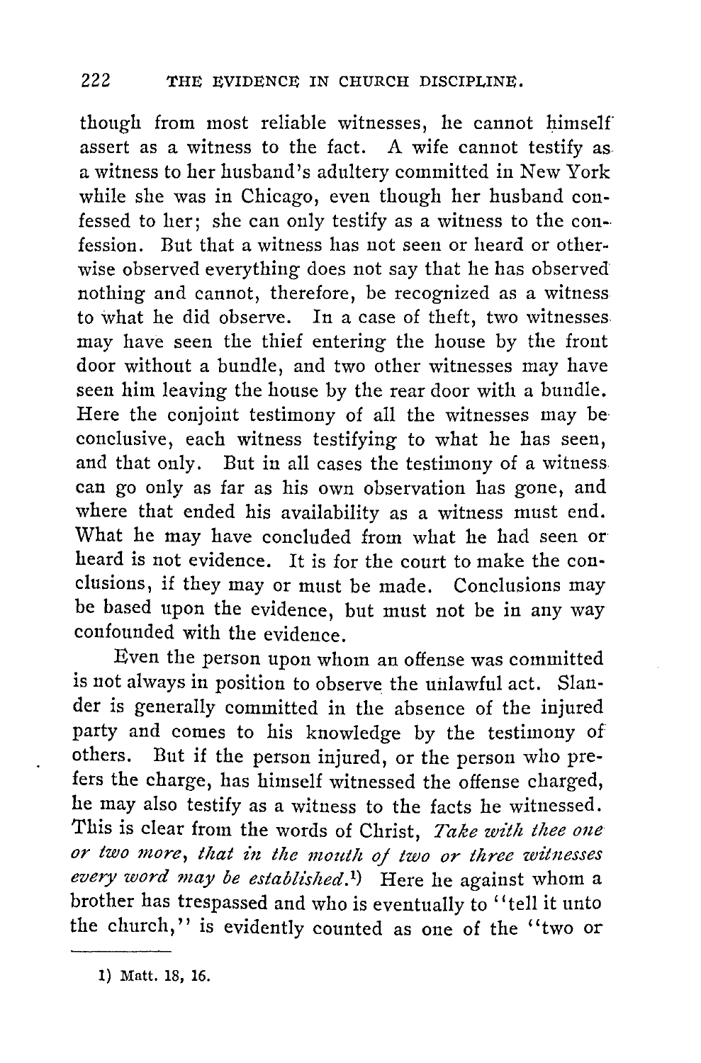though from most reliable witnesses, he cannot himself assert as a witness to the fact. A wife cannot testify as a witness to her husband's adultery committed in New York while she was in Chicago, even though her husband confessed to her; she can only testify as a witness to the confession. But that a witness has not seen or heard or otherwise observed everything does not say that he has observed nothing and cannot, therefore, be recognized as a witness to what he did observe. In a case of theft, two witnesses may have seen the thief entering the house by the front door without a bundle, and two other witnesses may have seen him leaving the house by the rear door with a bundle. Here the conjoint testimony of all the witnesses may be conclusive, each witness testifying to what he has seen, and that only. But in all cases the testimony of a witness can go only as far as his own observation has gone, and where that ended his availability as a witness must end. What he may have concluded from what he had seen or heard is not evidence. It is for the court to make the conclusions, if they may or must be made. Conclusions may be based upon the evidence, but must not be in any way confounded with the evidence.

Even the person upon whom an offense was committed is not always in position to observe the unlawful act. Slander is generally committed in the absence of the injured party and comes to his knowledge by the testimony of others. But if the person injured, or the person who prefers the charge, has himself witnessed the offense charged, he may also testify as a witness to the facts he witnessed. This is clear from the words of Christ, *Take with thee one or two more, that in the mouth of two or three witnesses every word may be established.*[1] Here he against whom a brother has trespassed and who is eventually to "tell it unto the church," is evidently counted as one of the "two or

---

1) Matt. 18, 16.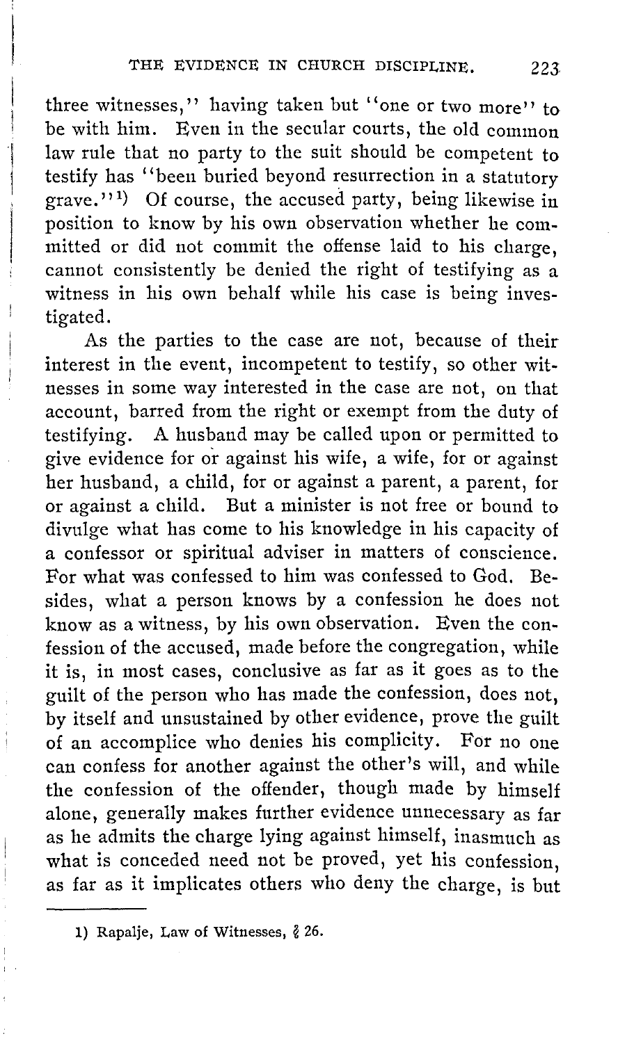three witnesses," having taken but "one or two more" to be with him. Even in the secular courts, the old common law rule that no party to the suit should be competent to testify has "been buried beyond resurrection in a statutory grave."[1]) Of course, the accused party, being likewise in position to know by his own observation whether he committed or did not commit the offense laid to his charge, cannot consistently be denied the right of testifying as a witness in his own behalf while his case is being investigated.

As the parties to the case are not, because of their interest in the event, incompetent to testify, so other witnesses in some way interested in the case are not, on that account, barred from the right or exempt from the duty of testifying. A husband may be called upon or permitted to give evidence for or against his wife, a wife, for or against her husband, a child, for or against a parent, a parent, for or against a child. But a minister is not free or bound to divulge what has come to his knowledge in his capacity of a confessor or spiritual adviser in matters of conscience. For what was confessed to him was confessed to God. Besides, what a person knows by a confession he does not know as a witness, by his own observation. Even the confession of the accused, made before the congregation, while it is, in most cases, conclusive as far as it goes as to the guilt of the person who has made the confession, does not, by itself and unsustained by other evidence, prove the guilt of an accomplice who denies his complicity. For no one can confess for another against the other's will, and while the confession of the offender, though made by himself alone, generally makes further evidence unnecessary as far as he admits the charge lying against himself, inasmuch as what is conceded need not be proved, yet his confession, as far as it implicates others who deny the charge, is but

---

1) Rapalje, Law of Witnesses, § 26.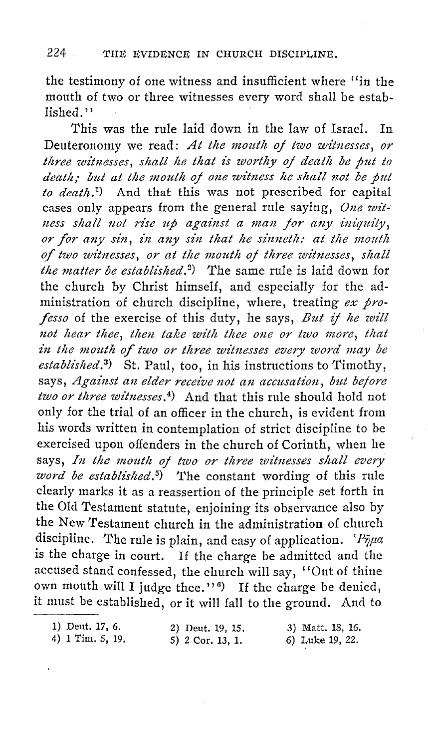the testimony of one witness and insufficient where "in the mouth of two or three witnesses every word shall be established."

This was the rule laid down in the law of Israel. In Deuteronomy we read: *At the mouth of two witnesses, or three witnesses, shall he that is worthy of death be put to death; but at the mouth of one witness he shall not be put to death.*[1] And that this was not prescribed for capital cases only appears from the general rule saying, *One witness shall not rise up against a man for any iniquity, or for any sin, in any sin that he sinneth: at the mouth of two witnesses, or at the mouth of three witnesses, shall the matter be established.*[2] The same rule is laid down for the church by Christ himself, and especially for the administration of church discipline, where, treating *ex professo* of the exercise of this duty, he says, *But if he will not hear thee, then take with thee one or two more, that in the mouth of two or three witnesses every word may be established.*[3] St. Paul, too, in his instructions to Timothy, says, *Against an elder receive not an accusation, but before two or three witnesses.*[4] And that this rule should hold not only for the trial of an officer in the church, is evident from his words written in contemplation of strict discipline to be exercised upon offenders in the church of Corinth, when he says, *In the mouth of two or three witnesses shall every word be established.*[5] The constant wording of this rule clearly marks it as a reassertion of the principle set forth in the Old Testament statute, enjoining its observance also by the New Testament church in the administration of church discipline. The rule is plain, and easy of application. Ῥῆμα is the charge in court. If the charge be admitted and the accused stand confessed, the church will say, "Out of thine own mouth will I judge thee."[6] If the charge be denied, it must be established, or it will fall to the ground. And to

---

1) Deut. 17, 6.
2) Deut. 19, 15.
3) Matt. 18, 16.
4) 1 Tim. 5, 19.
5) 2 Cor. 13, 1.
6) Luke 19, 22.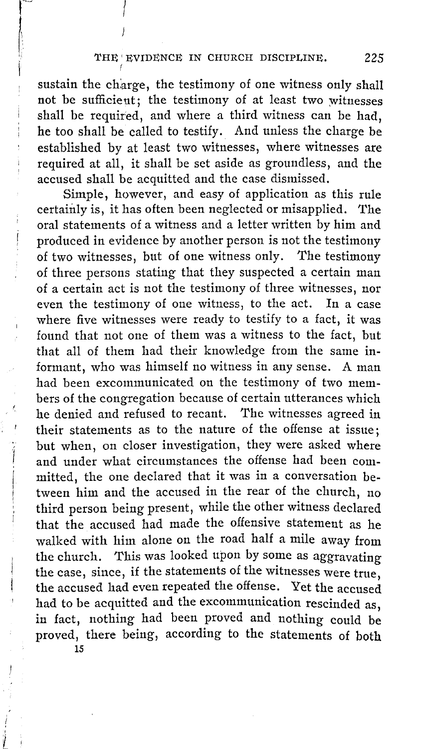sustain the charge, the testimony of one witness only shall not be sufficient; the testimony of at least two witnesses shall be required, and where a third witness can be had, he too shall be called to testify. And unless the charge be established by at least two witnesses, where witnesses are required at all, it shall be set aside as groundless, and the accused shall be acquitted and the case dismissed.

Simple, however, and easy of application as this rule certainly is, it has often been neglected or misapplied. The oral statements of a witness and a letter written by him and produced in evidence by another person is not the testimony of two witnesses, but of one witness only. The testimony of three persons stating that they suspected a certain man of a certain act is not the testimony of three witnesses, nor even the testimony of one witness, to the act. In a case where five witnesses were ready to testify to a fact, it was found that not one of them was a witness to the fact, but that all of them had their knowledge from the same informant, who was himself no witness in any sense. A man had been excommunicated on the testimony of two members of the congregation because of certain utterances which he denied and refused to recant. The witnesses agreed in their statements as to the nature of the offense at issue; but when, on closer investigation, they were asked where and under what circumstances the offense had been committed, the one declared that it was in a conversation between him and the accused in the rear of the church, no third person being present, while the other witness declared that the accused had made the offensive statement as he walked with him alone on the road half a mile away from the church. This was looked upon by some as aggravating the case, since, if the statements of the witnesses were true, the accused had even repeated the offense. Yet the accused had to be acquitted and the excommunication rescinded as, in fact, nothing had been proved and nothing could be proved, there being, according to the statements of both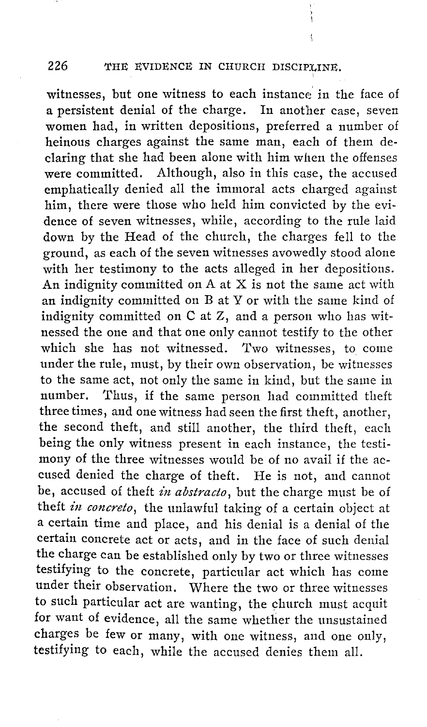witnesses, but one witness to each instance in the face of a persistent denial of the charge. In another case, seven women had, in written depositions, preferred a number of heinous charges against the same man, each of them declaring that she had been alone with him when the offenses were committed. Although, also in this case, the accused emphatically denied all the immoral acts charged against him, there were those who held him convicted by the evidence of seven witnesses, while, according to the rule laid down by the Head of the church, the charges fell to the ground, as each of the seven witnesses avowedly stood alone with her testimony to the acts alleged in her depositions. An indignity committed on A at X is not the same act with an indignity committed on B at Y or with the same kind of indignity committed on C at Z, and a person who has witnessed the one and that one only cannot testify to the other which she has not witnessed. Two witnesses, to come under the rule, must, by their own observation, be witnesses to the same act, not only the same in kind, but the same in number. Thus, if the same person had committed theft three times, and one witness had seen the first theft, another, the second theft, and still another, the third theft, each being the only witness present in each instance, the testimony of the three witnesses would be of no avail if the accused denied the charge of theft. He is not, and cannot be, accused of theft *in abstracto*, but the charge must be of theft *in concreto*, the unlawful taking of a certain object at a certain time and place, and his denial is a denial of the certain concrete act or acts, and in the face of such denial the charge can be established only by two or three witnesses testifying to the concrete, particular act which has come under their observation. Where the two or three witnesses to such particular act are wanting, the church must acquit for want of evidence, all the same whether the unsustained charges be few or many, with one witness, and one only, testifying to each, while the accused denies them all.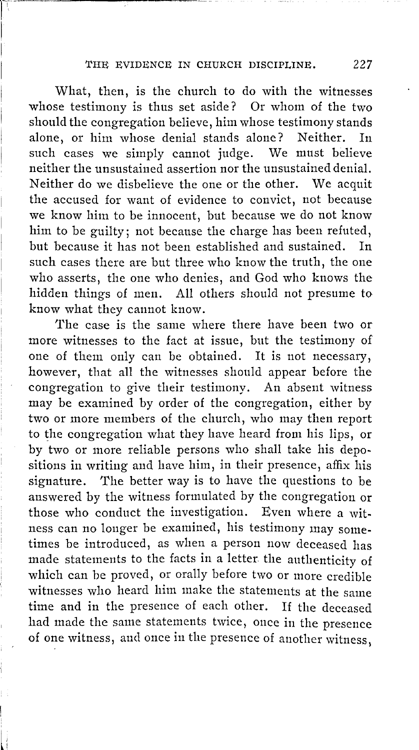What, then, is the church to do with the witnesses whose testimony is thus set aside? Or whom of the two should the congregation believe, him whose testimony stands alone, or him whose denial stands alone? Neither. In such cases we simply cannot judge. We must believe neither the unsustained assertion nor the unsustained denial. Neither do we disbelieve the one or the other. We acquit the accused for want of evidence to convict, not because we know him to be innocent, but because we do not know him to be guilty; not because the charge has been refuted, but because it has not been established and sustained. In such cases there are but three who know the truth, the one who asserts, the one who denies, and God who knows the hidden things of men. All others should not presume to know what they cannot know.

The case is the same where there have been two or more witnesses to the fact at issue, but the testimony of one of them only can be obtained. It is not necessary, however, that all the witnesses should appear before the congregation to give their testimony. An absent witness may be examined by order of the congregation, either by two or more members of the church, who may then report to the congregation what they have heard from his lips, or by two or more reliable persons who shall take his depositions in writing and have him, in their presence, affix his signature. The better way is to have the questions to be answered by the witness formulated by the congregation or those who conduct the investigation. Even where a witness can no longer be examined, his testimony may sometimes be introduced, as when a person now deceased has made statements to the facts in a letter the authenticity of which can be proved, or orally before two or more credible witnesses who heard him make the statements at the same time and in the presence of each other. If the deceased had made the same statements twice, once in the presence of one witness, and once in the presence of another witness,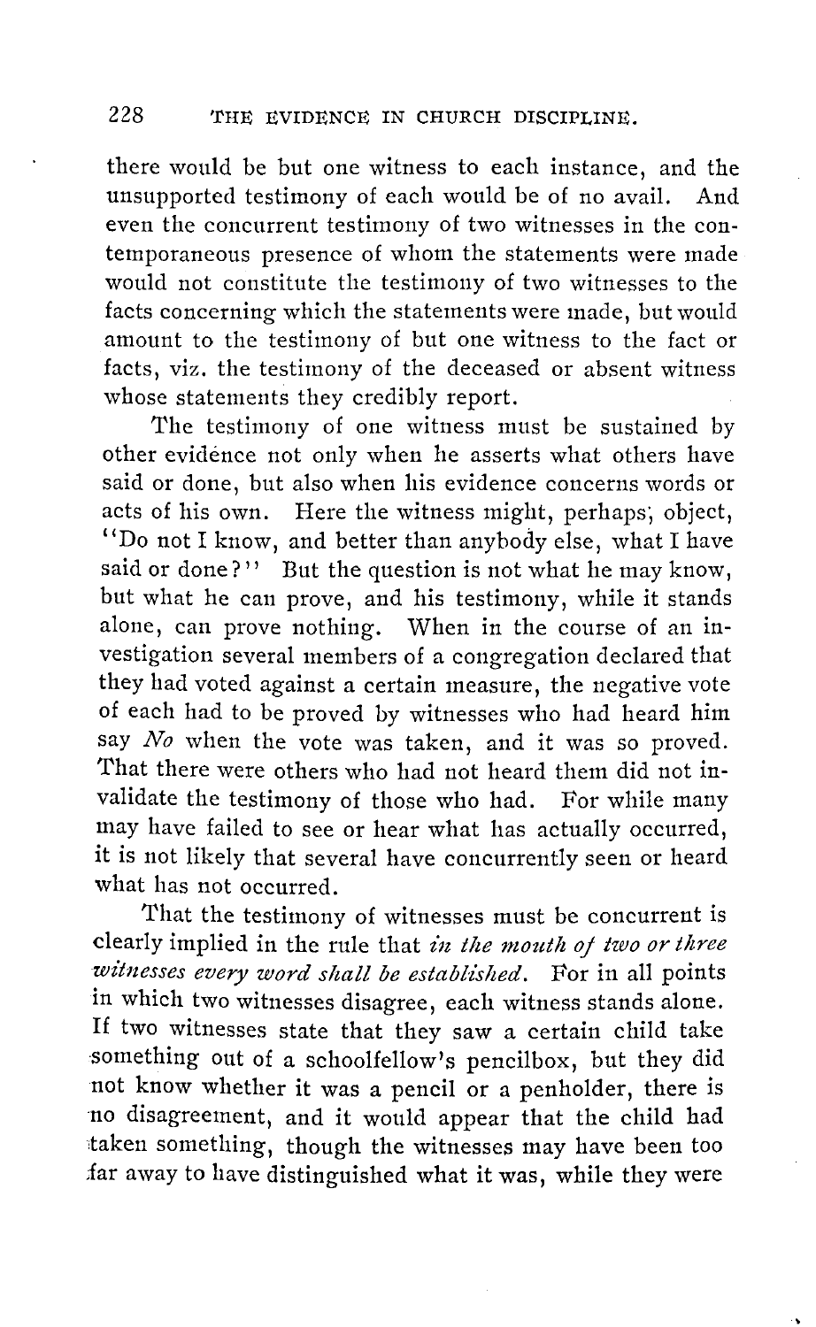there would be but one witness to each instance, and the unsupported testimony of each would be of no avail. And even the concurrent testimony of two witnesses in the contemporaneous presence of whom the statements were made would not constitute the testimony of two witnesses to the facts concerning which the statements were made, but would amount to the testimony of but one witness to the fact or facts, viz. the testimony of the deceased or absent witness whose statements they credibly report.

The testimony of one witness must be sustained by other evidence not only when he asserts what others have said or done, but also when his evidence concerns words or acts of his own. Here the witness might, perhaps, object, "Do not I know, and better than anybody else, what I have said or done?" But the question is not what he may know, but what he can prove, and his testimony, while it stands alone, can prove nothing. When in the course of an investigation several members of a congregation declared that they had voted against a certain measure, the negative vote of each had to be proved by witnesses who had heard him say *No* when the vote was taken, and it was so proved. That there were others who had not heard them did not invalidate the testimony of those who had. For while many may have failed to see or hear what has actually occurred, it is not likely that several have concurrently seen or heard what has not occurred.

That the testimony of witnesses must be concurrent is clearly implied in the rule that *in the mouth of two or three witnesses every word shall be established*. For in all points in which two witnesses disagree, each witness stands alone. If two witnesses state that they saw a certain child take something out of a schoolfellow's pencilbox, but they did not know whether it was a pencil or a penholder, there is no disagreement, and it would appear that the child had taken something, though the witnesses may have been too far away to have distinguished what it was, while they were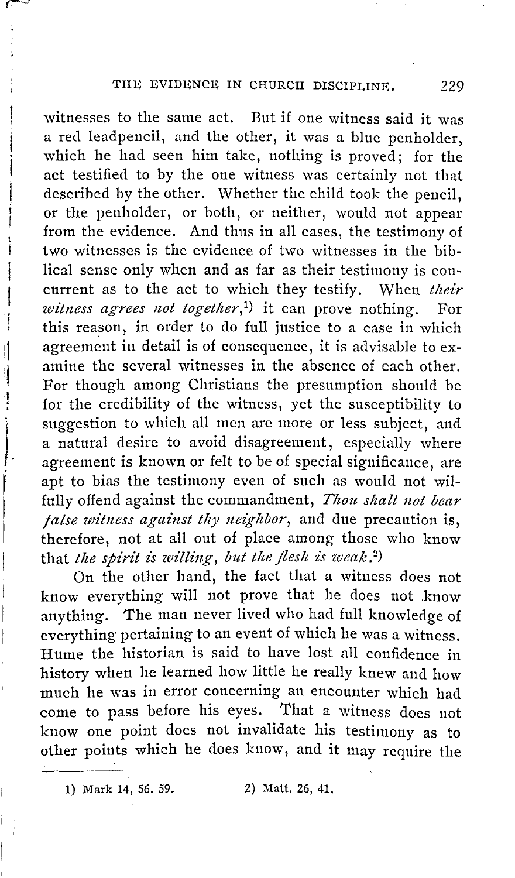witnesses to the same act. But if one witness said it was a red leadpencil, and the other, it was a blue penholder, which he had seen him take, nothing is proved; for the act testified to by the one witness was certainly not that described by the other. Whether the child took the pencil, or the penholder, or both, or neither, would not appear from the evidence. And thus in all cases, the testimony of two witnesses is the evidence of two witnesses in the biblical sense only when and as far as their testimony is concurrent as to the act to which they testify. When *their witness agrees not together*,[1]) it can prove nothing. For this reason, in order to do full justice to a case in which agreement in detail is of consequence, it is advisable to examine the several witnesses in the absence of each other. For though among Christians the presumption should be for the credibility of the witness, yet the susceptibility to suggestion to which all men are more or less subject, and a natural desire to avoid disagreement, especially where agreement is known or felt to be of special significance, are apt to bias the testimony even of such as would not wilfully offend against the commandment, *Thou shalt not bear false witness against thy neighbor*, and due precaution is, therefore, not at all out of place among those who know that *the spirit is willing, but the flesh is weak*.[2])

On the other hand, the fact that a witness does not know everything will not prove that he does not know anything. The man never lived who had full knowledge of everything pertaining to an event of which he was a witness. Hume the historian is said to have lost all confidence in history when he learned how little he really knew and how much he was in error concerning an encounter which had come to pass before his eyes. That a witness does not know one point does not invalidate his testimony as to other points which he does know, and it may require the

---

1) Mark 14, 56. 59.   2) Matt. 26, 41.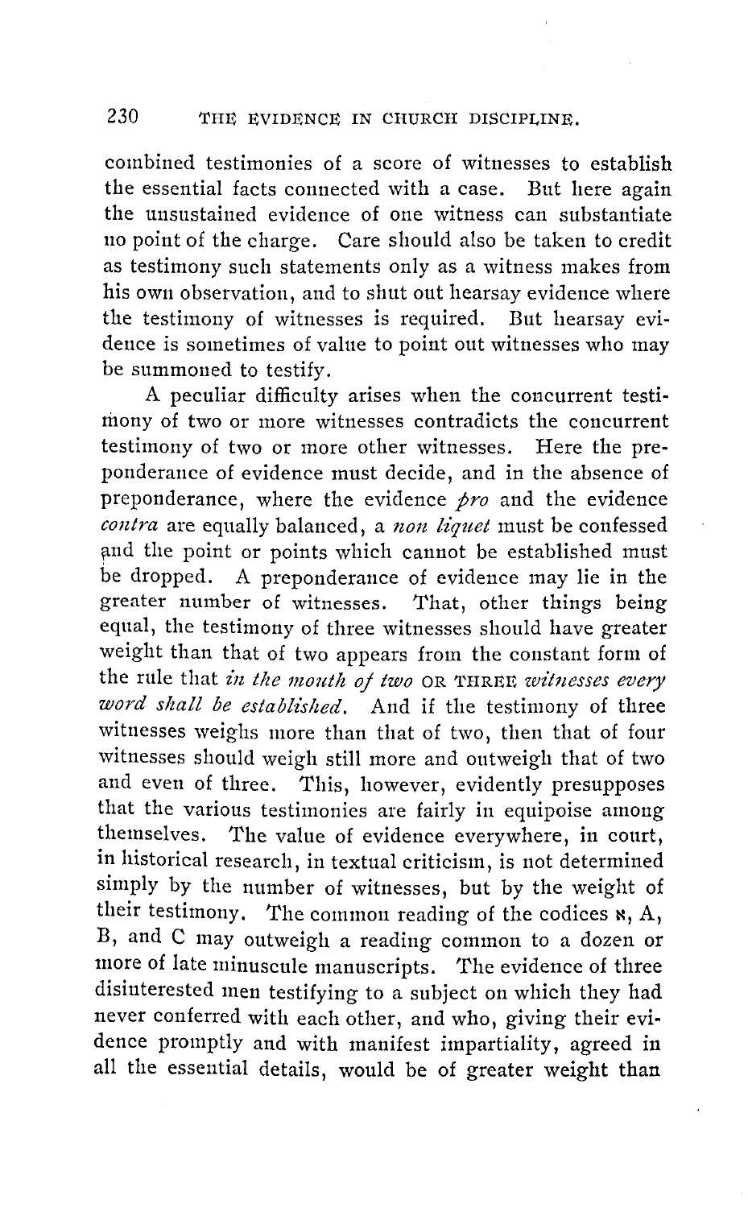combined testimonies of a score of witnesses to establish the essential facts connected with a case. But here again the unsustained evidence of one witness can substantiate no point of the charge. Care should also be taken to credit as testimony such statements only as a witness makes from his own observation, and to shut out hearsay evidence where the testimony of witnesses is required. But hearsay evidence is sometimes of value to point out witnesses who may be summoned to testify.

A peculiar difficulty arises when the concurrent testimony of two or more witnesses contradicts the concurrent testimony of two or more other witnesses. Here the preponderance of evidence must decide, and in the absence of preponderance, where the evidence *pro* and the evidence *contra* are equally balanced, a *non liquet* must be confessed and the point or points which cannot be established must be dropped. A preponderance of evidence may lie in the greater number of witnesses. That, other things being equal, the testimony of three witnesses should have greater weight than that of two appears from the constant form of the rule that *in the mouth of two* OR THREE *witnesses every word shall be established.* And if the testimony of three witnesses weighs more than that of two, then that of four witnesses should weigh still more and outweigh that of two and even of three. This, however, evidently presupposes that the various testimonies are fairly in equipoise among themselves. The value of evidence everywhere, in court, in historical research, in textual criticism, is not determined simply by the number of witnesses, but by the weight of their testimony. The common reading of the codices ℵ, A, B, and C may outweigh a reading common to a dozen or more of late minuscule manuscripts. The evidence of three disinterested men testifying to a subject on which they had never conferred with each other, and who, giving their evidence promptly and with manifest impartiality, agreed in all the essential details, would be of greater weight than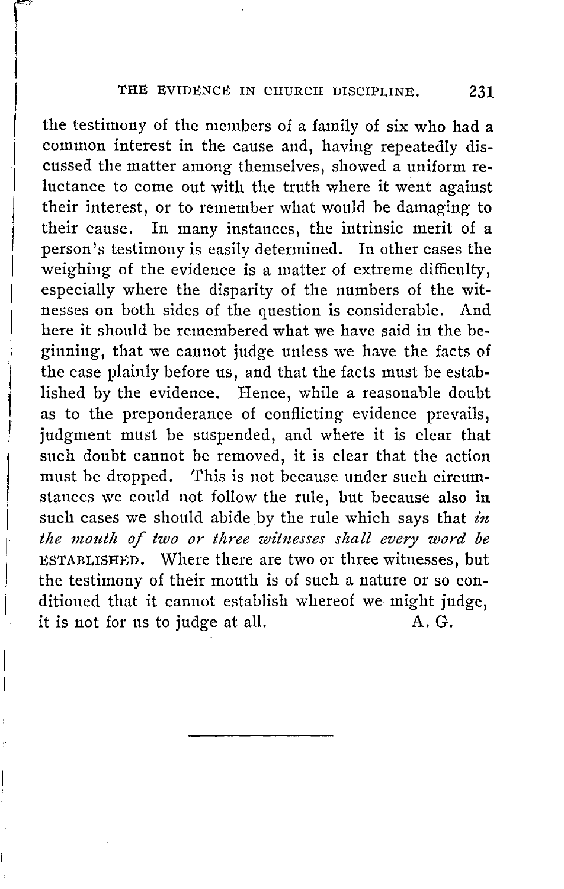the testimony of the members of a family of six who had a common interest in the cause and, having repeatedly discussed the matter among themselves, showed a uniform reluctance to come out with the truth where it went against their interest, or to remember what would be damaging to their cause. In many instances, the intrinsic merit of a person's testimony is easily determined. In other cases the weighing of the evidence is a matter of extreme difficulty, especially where the disparity of the numbers of the witnesses on both sides of the question is considerable. And here it should be remembered what we have said in the beginning, that we cannot judge unless we have the facts of the case plainly before us, and that the facts must be established by the evidence. Hence, while a reasonable doubt as to the preponderance of conflicting evidence prevails, judgment must be suspended, and where it is clear that such doubt cannot be removed, it is clear that the action must be dropped. This is not because under such circumstances we could not follow the rule, but because also in such cases we should abide by the rule which says that *in the mouth of two or three witnesses shall every word be* ESTABLISHED. Where there are two or three witnesses, but the testimony of their mouth is of such a nature or so conditioned that it cannot establish whereof we might judge, it is not for us to judge at all. A. G.